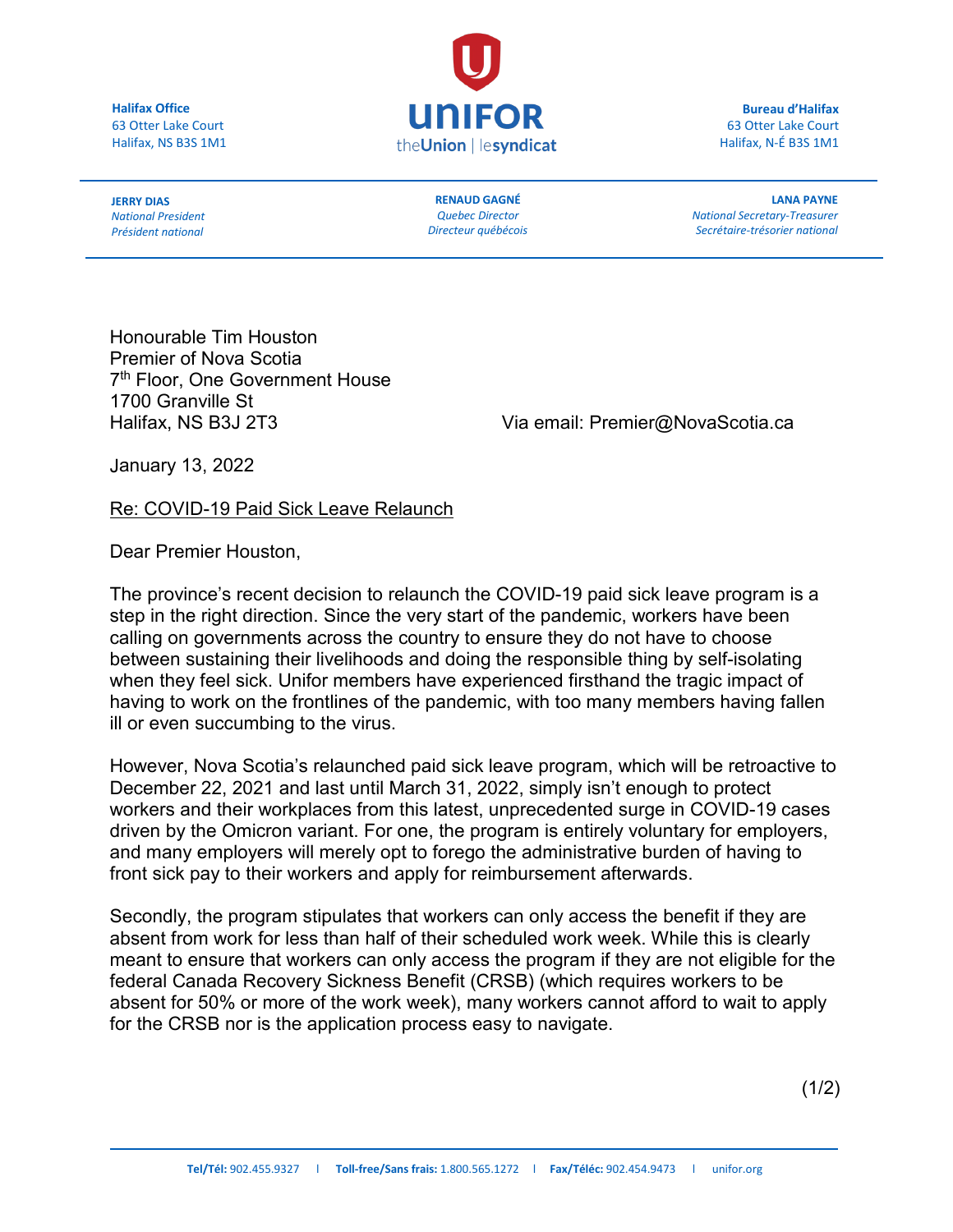**Halifax Office**
63 Otter Lake Court
Halifax, NS B3S 1M1

**UNIFOR**
theUnion | lesyndicat

**Bureau d'Halifax**
63 Otter Lake Court
Halifax, N-É B3S 1M1

**JERRY DIAS**
*National President*
*Président national*

**RENAUD GAGNÉ**
*Quebec Director*
*Directeur québécois*

**LANA PAYNE**
*National Secretary-Treasurer*
*Secrétaire-trésorier national*

Honourable Tim Houston
Premier of Nova Scotia
7th Floor, One Government House
1700 Granville St
Halifax, NS B3J 2T3

Via email: Premier@NovaScotia.ca

January 13, 2022

Re: COVID-19 Paid Sick Leave Relaunch

Dear Premier Houston,

The province's recent decision to relaunch the COVID-19 paid sick leave program is a step in the right direction. Since the very start of the pandemic, workers have been calling on governments across the country to ensure they do not have to choose between sustaining their livelihoods and doing the responsible thing by self-isolating when they feel sick. Unifor members have experienced firsthand the tragic impact of having to work on the frontlines of the pandemic, with too many members having fallen ill or even succumbing to the virus.

However, Nova Scotia's relaunched paid sick leave program, which will be retroactive to December 22, 2021 and last until March 31, 2022, simply isn't enough to protect workers and their workplaces from this latest, unprecedented surge in COVID-19 cases driven by the Omicron variant. For one, the program is entirely voluntary for employers, and many employers will merely opt to forego the administrative burden of having to front sick pay to their workers and apply for reimbursement afterwards.

Secondly, the program stipulates that workers can only access the benefit if they are absent from work for less than half of their scheduled work week. While this is clearly meant to ensure that workers can only access the program if they are not eligible for the federal Canada Recovery Sickness Benefit (CRSB) (which requires workers to be absent for 50% or more of the work week), many workers cannot afford to wait to apply for the CRSB nor is the application process easy to navigate.

**Tel/Tél:** 902.455.9327 | **Toll-free/Sans frais:** 1.800.565.1272 | **Fax/Téléc:** 902.454.9473 | unifor.org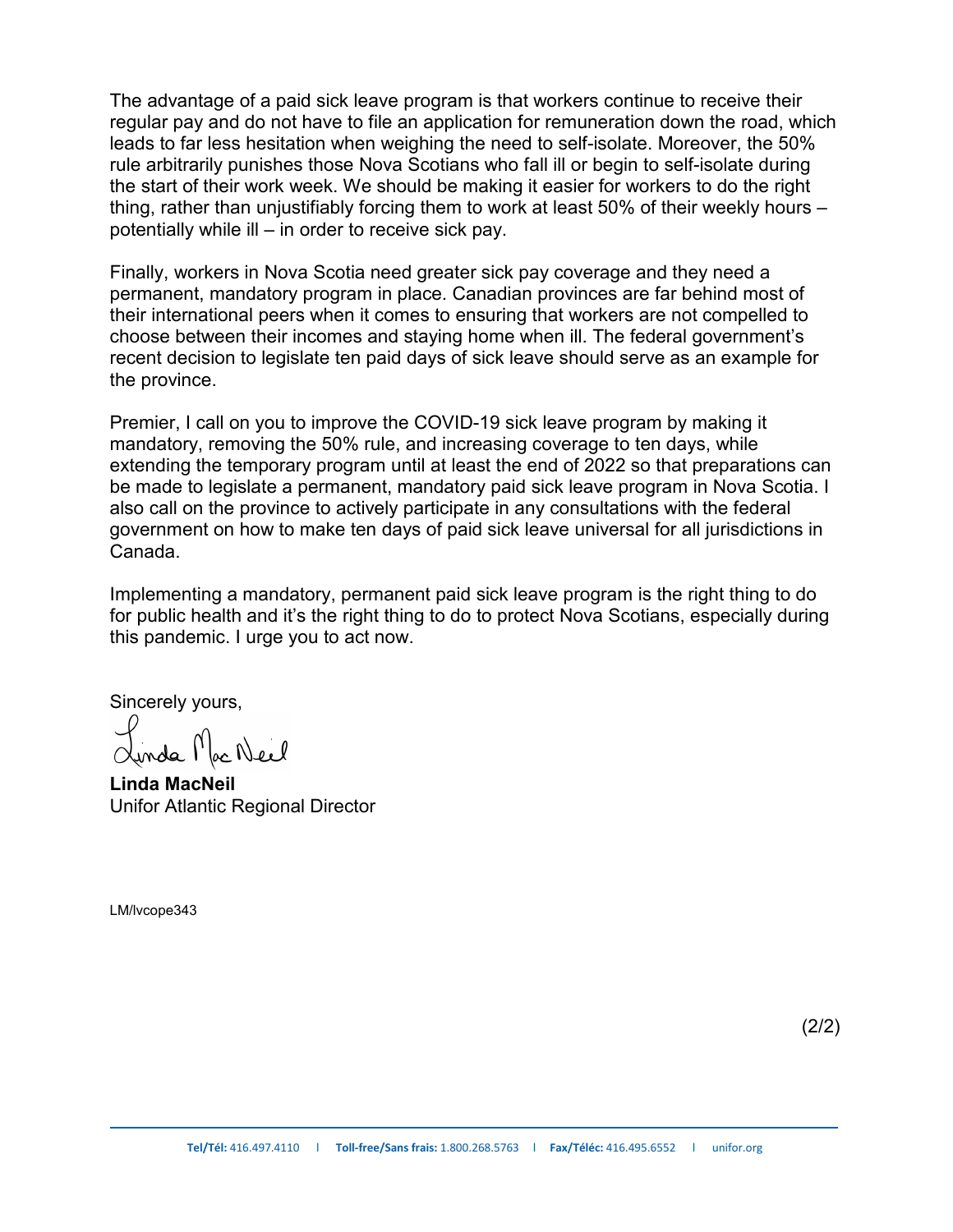The advantage of a paid sick leave program is that workers continue to receive their regular pay and do not have to file an application for remuneration down the road, which leads to far less hesitation when weighing the need to self-isolate. Moreover, the 50% rule arbitrarily punishes those Nova Scotians who fall ill or begin to self-isolate during the start of their work week. We should be making it easier for workers to do the right thing, rather than unjustifiably forcing them to work at least 50% of their weekly hours – potentially while ill – in order to receive sick pay.

Finally, workers in Nova Scotia need greater sick pay coverage and they need a permanent, mandatory program in place. Canadian provinces are far behind most of their international peers when it comes to ensuring that workers are not compelled to choose between their incomes and staying home when ill. The federal government's recent decision to legislate ten paid days of sick leave should serve as an example for the province.

Premier, I call on you to improve the COVID-19 sick leave program by making it mandatory, removing the 50% rule, and increasing coverage to ten days, while extending the temporary program until at least the end of 2022 so that preparations can be made to legislate a permanent, mandatory paid sick leave program in Nova Scotia. I also call on the province to actively participate in any consultations with the federal government on how to make ten days of paid sick leave universal for all jurisdictions in Canada.

Implementing a mandatory, permanent paid sick leave program is the right thing to do for public health and it's the right thing to do to protect Nova Scotians, especially during this pandemic. I urge you to act now.

Sincerely yours,

Linda MacNeil

**Linda MacNeil**
Unifor Atlantic Regional Director

LM/lvcope343